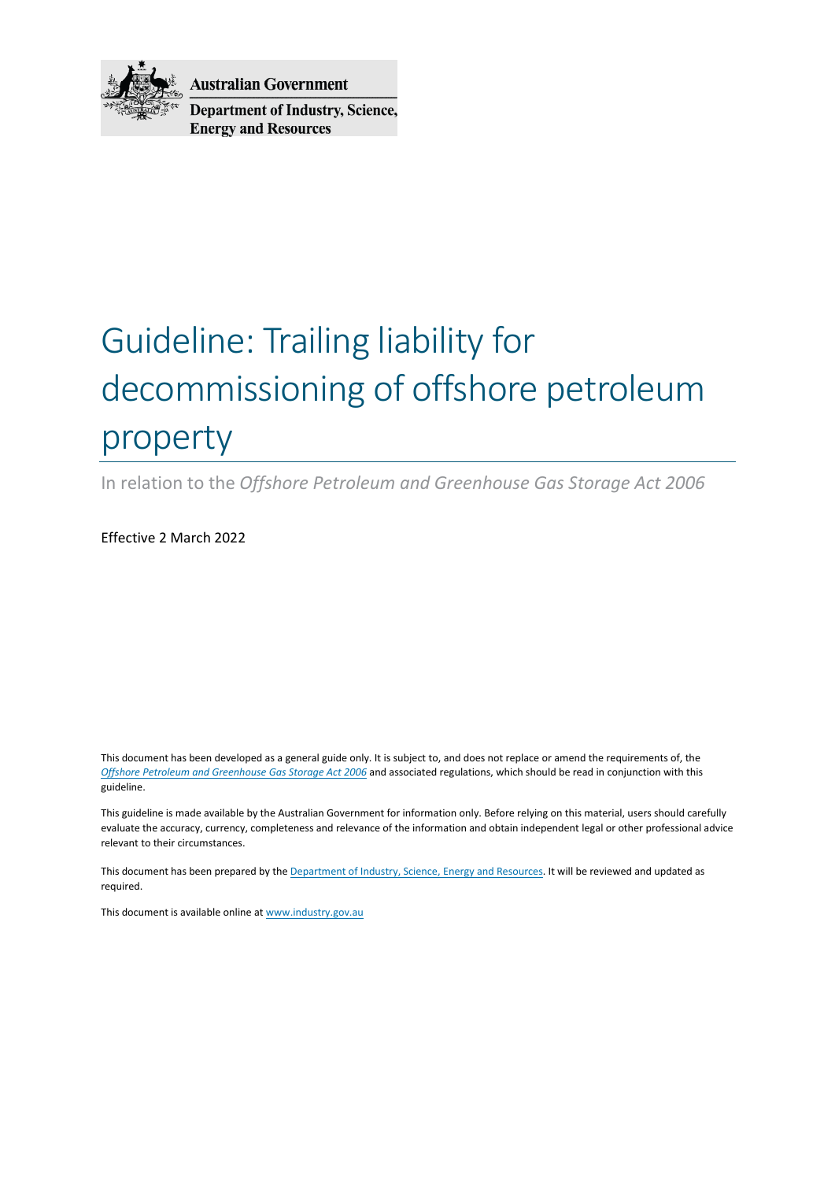Australian Government

Department of Industry, Science, Energy and Resources

# Guideline: Trailing liability for decommissioning of offshore petroleum property

In relation to the *Offshore Petroleum and Greenhouse Gas Storage Act 2006*

Effective 2 March 2022

This document has been developed as a general guide only. It is subject to, and does not replace or amend the requirements of, the *Offshore Petroleum and Greenhouse Gas Storage Act 2006* and associated regulations, which should be read in conjunction with this guideline.

This guideline is made available by the Australian Government for information only. Before relying on this material, users should carefully evaluate the accuracy, currency, completeness and relevance of the information and obtain independent legal or other professional advice relevant to their circumstances.

This document has been prepared by the Department of Industry, Science, Energy and Resources. It will be reviewed and updated as required.

This document is available online at www.industry.gov.au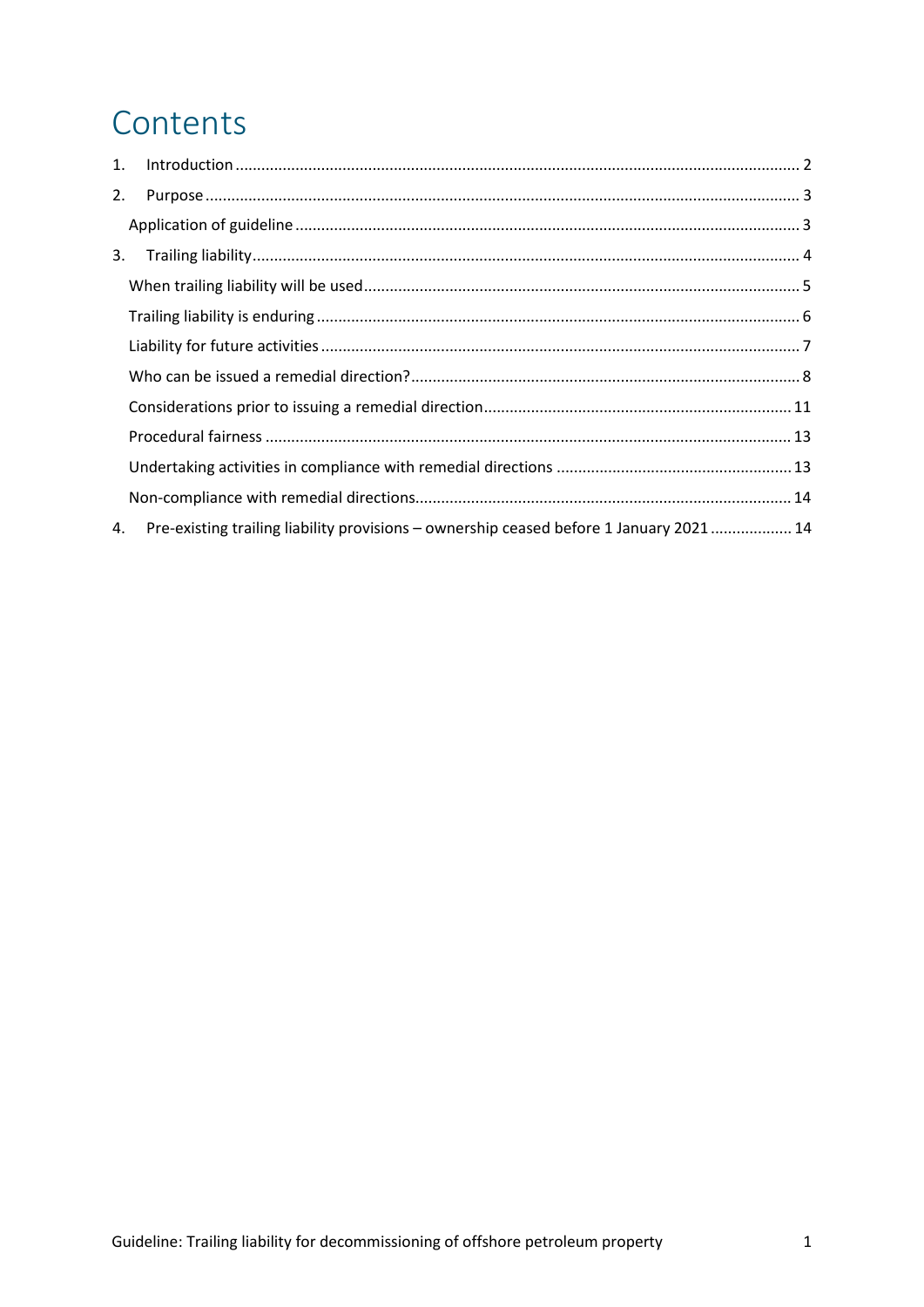# Contents

1. Introduction ........ 2
2. Purpose ........ 3
   - Application of guideline ........ 3
3. Trailing liability ........ 4
   - When trailing liability will be used ........ 5
   - Trailing liability is enduring ........ 6
   - Liability for future activities ........ 7
   - Who can be issued a remedial direction? ........ 8
   - Considerations prior to issuing a remedial direction ........ 11
   - Procedural fairness ........ 13
   - Undertaking activities in compliance with remedial directions ........ 13
   - Non-compliance with remedial directions ........ 14
4. Pre-existing trailing liability provisions – ownership ceased before 1 January 2021 ........ 14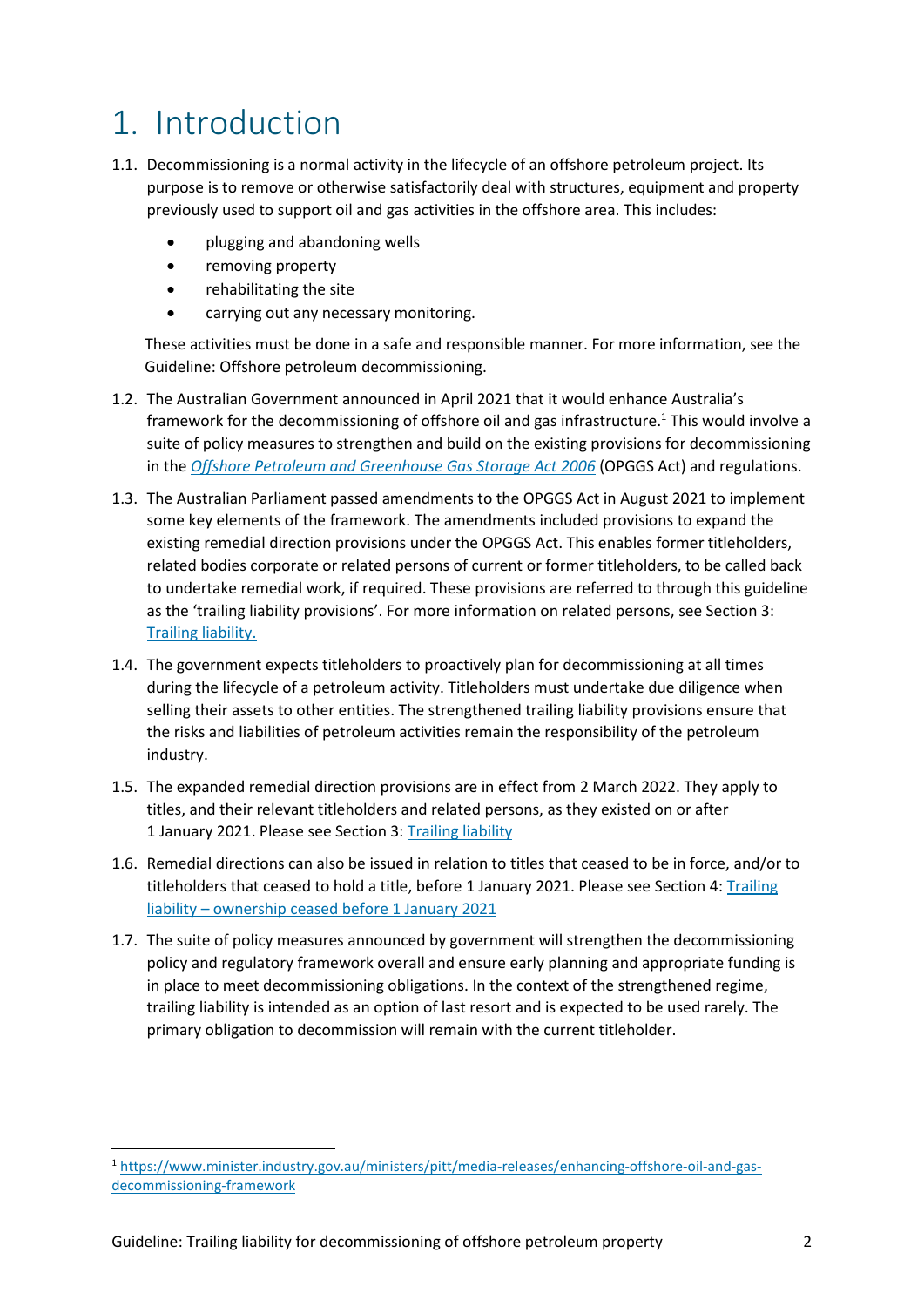# 1. Introduction

1.1. Decommissioning is a normal activity in the lifecycle of an offshore petroleum project. Its purpose is to remove or otherwise satisfactorily deal with structures, equipment and property previously used to support oil and gas activities in the offshore area. This includes:

- plugging and abandoning wells
- removing property
- rehabilitating the site
- carrying out any necessary monitoring.

These activities must be done in a safe and responsible manner. For more information, see the Guideline: Offshore petroleum decommissioning.

1.2. The Australian Government announced in April 2021 that it would enhance Australia's framework for the decommissioning of offshore oil and gas infrastructure.[1] This would involve a suite of policy measures to strengthen and build on the existing provisions for decommissioning in the *Offshore Petroleum and Greenhouse Gas Storage Act 2006* (OPGGS Act) and regulations.

1.3. The Australian Parliament passed amendments to the OPGGS Act in August 2021 to implement some key elements of the framework. The amendments included provisions to expand the existing remedial direction provisions under the OPGGS Act. This enables former titleholders, related bodies corporate or related persons of current or former titleholders, to be called back to undertake remedial work, if required. These provisions are referred to through this guideline as the 'trailing liability provisions'. For more information on related persons, see Section 3: Trailing liability.

1.4. The government expects titleholders to proactively plan for decommissioning at all times during the lifecycle of a petroleum activity. Titleholders must undertake due diligence when selling their assets to other entities. The strengthened trailing liability provisions ensure that the risks and liabilities of petroleum activities remain the responsibility of the petroleum industry.

1.5. The expanded remedial direction provisions are in effect from 2 March 2022. They apply to titles, and their relevant titleholders and related persons, as they existed on or after 1 January 2021. Please see Section 3: Trailing liability

1.6. Remedial directions can also be issued in relation to titles that ceased to be in force, and/or to titleholders that ceased to hold a title, before 1 January 2021. Please see Section 4: Trailing liability – ownership ceased before 1 January 2021

1.7. The suite of policy measures announced by government will strengthen the decommissioning policy and regulatory framework overall and ensure early planning and appropriate funding is in place to meet decommissioning obligations. In the context of the strengthened regime, trailing liability is intended as an option of last resort and is expected to be used rarely. The primary obligation to decommission will remain with the current titleholder.

[1] https://www.minister.industry.gov.au/ministers/pitt/media-releases/enhancing-offshore-oil-and-gas-decommissioning-framework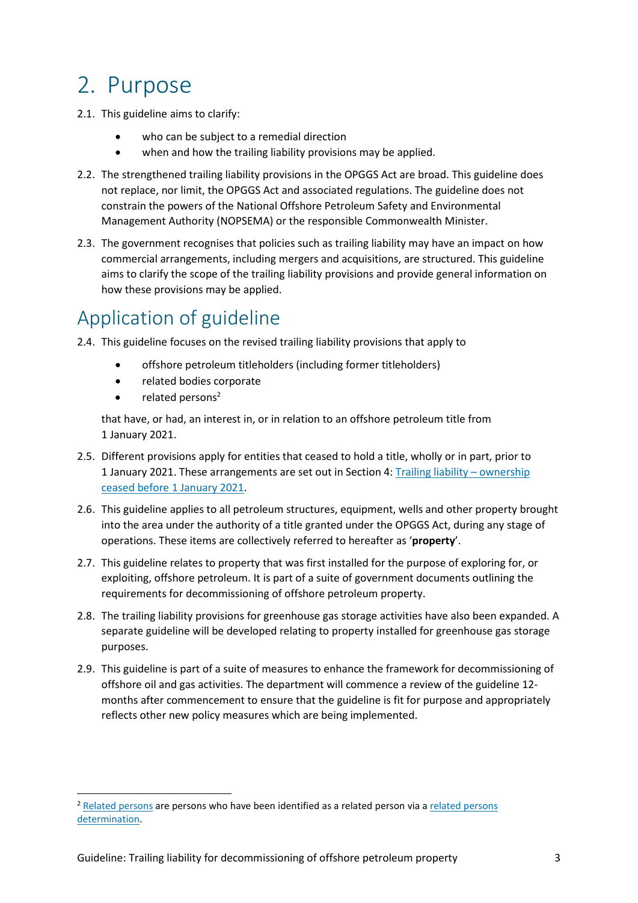# 2. Purpose

2.1. This guideline aims to clarify:

- who can be subject to a remedial direction
- when and how the trailing liability provisions may be applied.

2.2. The strengthened trailing liability provisions in the OPGGS Act are broad. This guideline does not replace, nor limit, the OPGGS Act and associated regulations. The guideline does not constrain the powers of the National Offshore Petroleum Safety and Environmental Management Authority (NOPSEMA) or the responsible Commonwealth Minister.

2.3. The government recognises that policies such as trailing liability may have an impact on how commercial arrangements, including mergers and acquisitions, are structured. This guideline aims to clarify the scope of the trailing liability provisions and provide general information on how these provisions may be applied.

## Application of guideline

2.4. This guideline focuses on the revised trailing liability provisions that apply to

- offshore petroleum titleholders (including former titleholders)
- related bodies corporate
- related persons[2]

that have, or had, an interest in, or in relation to an offshore petroleum title from 1 January 2021.

2.5. Different provisions apply for entities that ceased to hold a title, wholly or in part, prior to 1 January 2021. These arrangements are set out in Section 4: [Trailing liability – ownership ceased before 1 January 2021](#).

2.6. This guideline applies to all petroleum structures, equipment, wells and other property brought into the area under the authority of a title granted under the OPGGS Act, during any stage of operations. These items are collectively referred to hereafter as '**property**'.

2.7. This guideline relates to property that was first installed for the purpose of exploring for, or exploiting, offshore petroleum. It is part of a suite of government documents outlining the requirements for decommissioning of offshore petroleum property.

2.8. The trailing liability provisions for greenhouse gas storage activities have also been expanded. A separate guideline will be developed relating to property installed for greenhouse gas storage purposes.

2.9. This guideline is part of a suite of measures to enhance the framework for decommissioning of offshore oil and gas activities. The department will commence a review of the guideline 12-months after commencement to ensure that the guideline is fit for purpose and appropriately reflects other new policy measures which are being implemented.

---

[2] [Related persons](#) are persons who have been identified as a related person via a [related persons determination](#).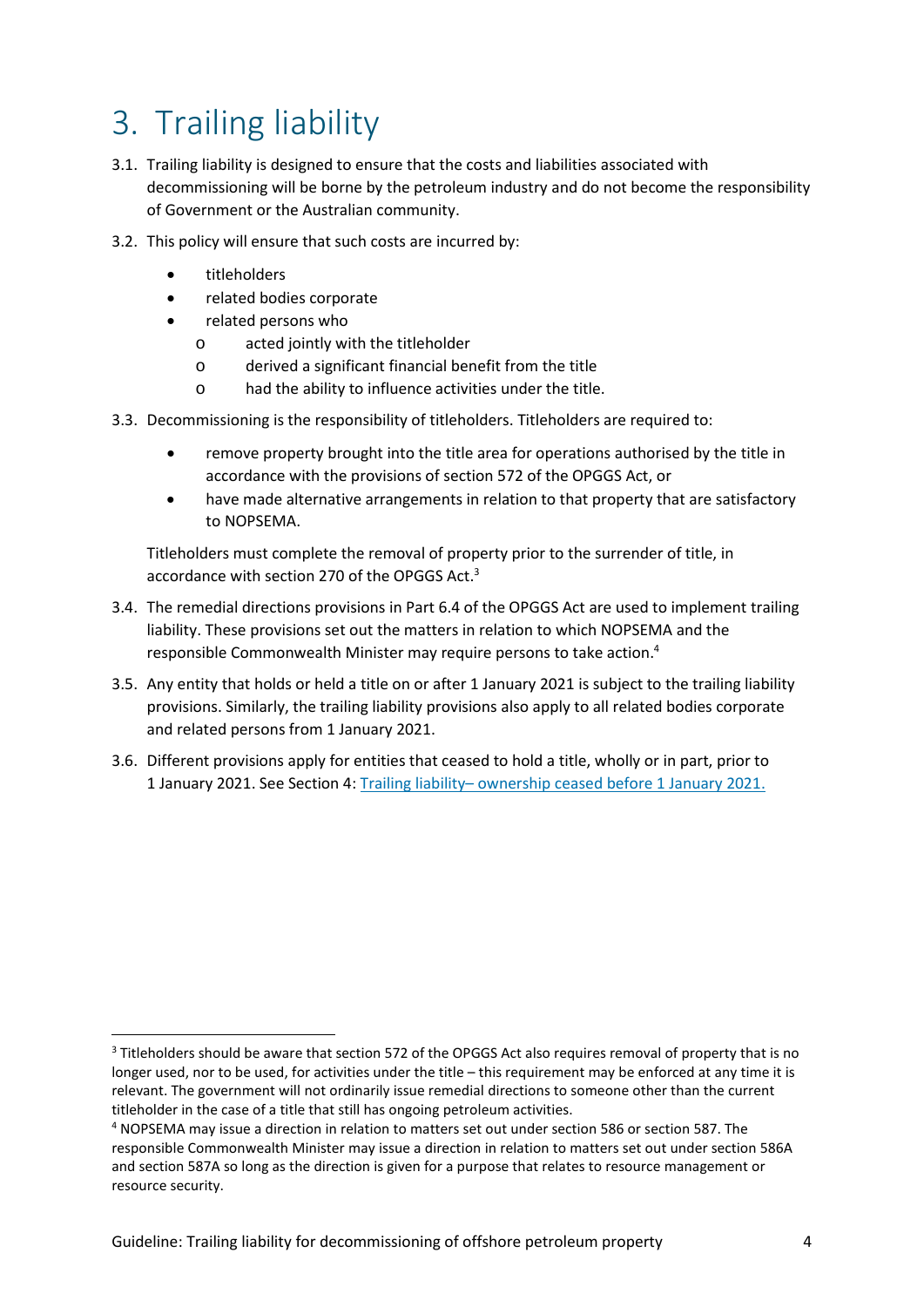# 3. Trailing liability

3.1. Trailing liability is designed to ensure that the costs and liabilities associated with decommissioning will be borne by the petroleum industry and do not become the responsibility of Government or the Australian community.

3.2. This policy will ensure that such costs are incurred by:

- titleholders
- related bodies corporate
- related persons who
    - acted jointly with the titleholder
    - derived a significant financial benefit from the title
    - had the ability to influence activities under the title.

3.3. Decommissioning is the responsibility of titleholders. Titleholders are required to:

- remove property brought into the title area for operations authorised by the title in accordance with the provisions of section 572 of the OPGGS Act, or
- have made alternative arrangements in relation to that property that are satisfactory to NOPSEMA.

Titleholders must complete the removal of property prior to the surrender of title, in accordance with section 270 of the OPGGS Act.[3]

3.4. The remedial directions provisions in Part 6.4 of the OPGGS Act are used to implement trailing liability. These provisions set out the matters in relation to which NOPSEMA and the responsible Commonwealth Minister may require persons to take action.[4]

3.5. Any entity that holds or held a title on or after 1 January 2021 is subject to the trailing liability provisions. Similarly, the trailing liability provisions also apply to all related bodies corporate and related persons from 1 January 2021.

3.6. Different provisions apply for entities that ceased to hold a title, wholly or in part, prior to 1 January 2021. See Section 4: Trailing liability– ownership ceased before 1 January 2021.

---

[3] Titleholders should be aware that section 572 of the OPGGS Act also requires removal of property that is no longer used, nor to be used, for activities under the title – this requirement may be enforced at any time it is relevant. The government will not ordinarily issue remedial directions to someone other than the current titleholder in the case of a title that still has ongoing petroleum activities.

[4] NOPSEMA may issue a direction in relation to matters set out under section 586 or section 587. The responsible Commonwealth Minister may issue a direction in relation to matters set out under section 586A and section 587A so long as the direction is given for a purpose that relates to resource management or resource security.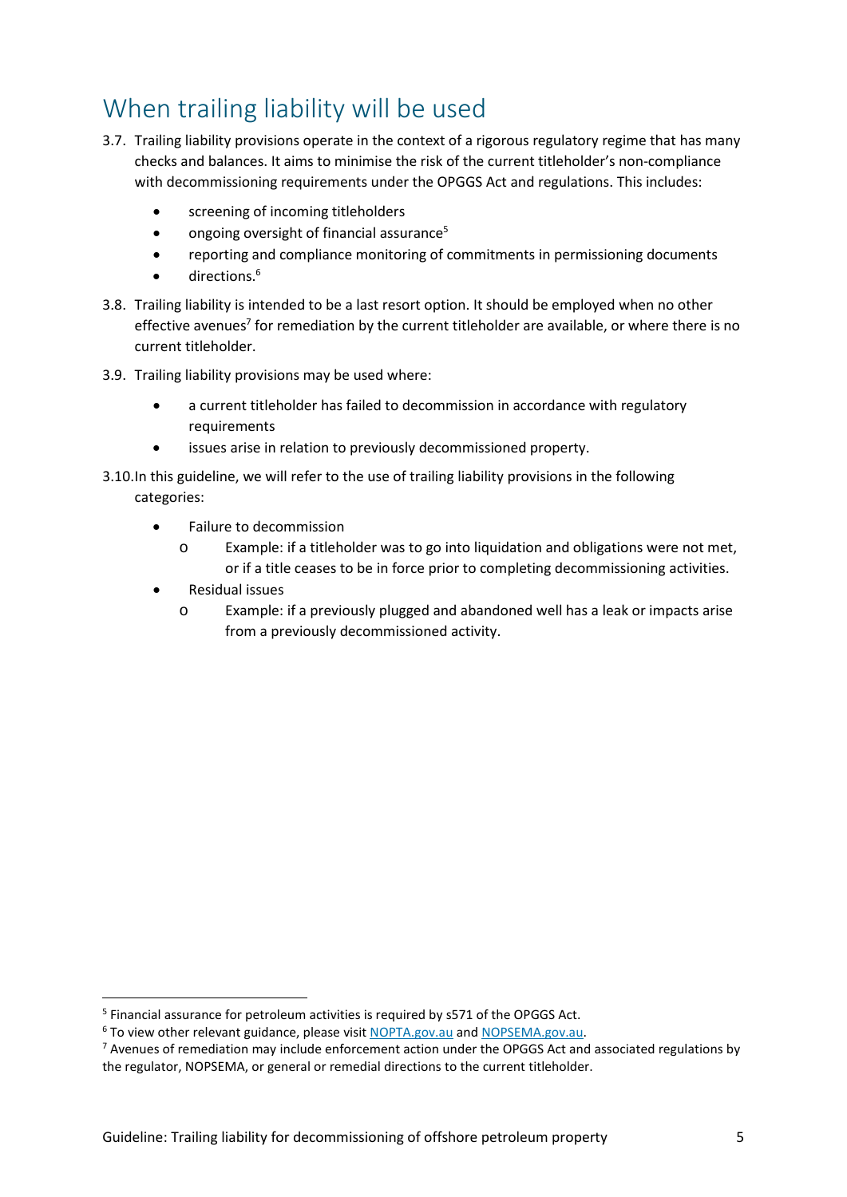## When trailing liability will be used

3.7. Trailing liability provisions operate in the context of a rigorous regulatory regime that has many checks and balances. It aims to minimise the risk of the current titleholder's non-compliance with decommissioning requirements under the OPGGS Act and regulations. This includes:

- screening of incoming titleholders
- ongoing oversight of financial assurance[5]
- reporting and compliance monitoring of commitments in permissioning documents
- directions.[6]

3.8. Trailing liability is intended to be a last resort option. It should be employed when no other effective avenues[7] for remediation by the current titleholder are available, or where there is no current titleholder.

3.9. Trailing liability provisions may be used where:

- a current titleholder has failed to decommission in accordance with regulatory requirements
- issues arise in relation to previously decommissioned property.

3.10. In this guideline, we will refer to the use of trailing liability provisions in the following categories:

- Failure to decommission
  - Example: if a titleholder was to go into liquidation and obligations were not met, or if a title ceases to be in force prior to completing decommissioning activities.
- Residual issues
  - Example: if a previously plugged and abandoned well has a leak or impacts arise from a previously decommissioned activity.

---

[5] Financial assurance for petroleum activities is required by s571 of the OPGGS Act.

[6] To view other relevant guidance, please visit [NOPTA.gov.au](NOPTA.gov.au) and [NOPSEMA.gov.au](NOPSEMA.gov.au).

[7] Avenues of remediation may include enforcement action under the OPGGS Act and associated regulations by the regulator, NOPSEMA, or general or remedial directions to the current titleholder.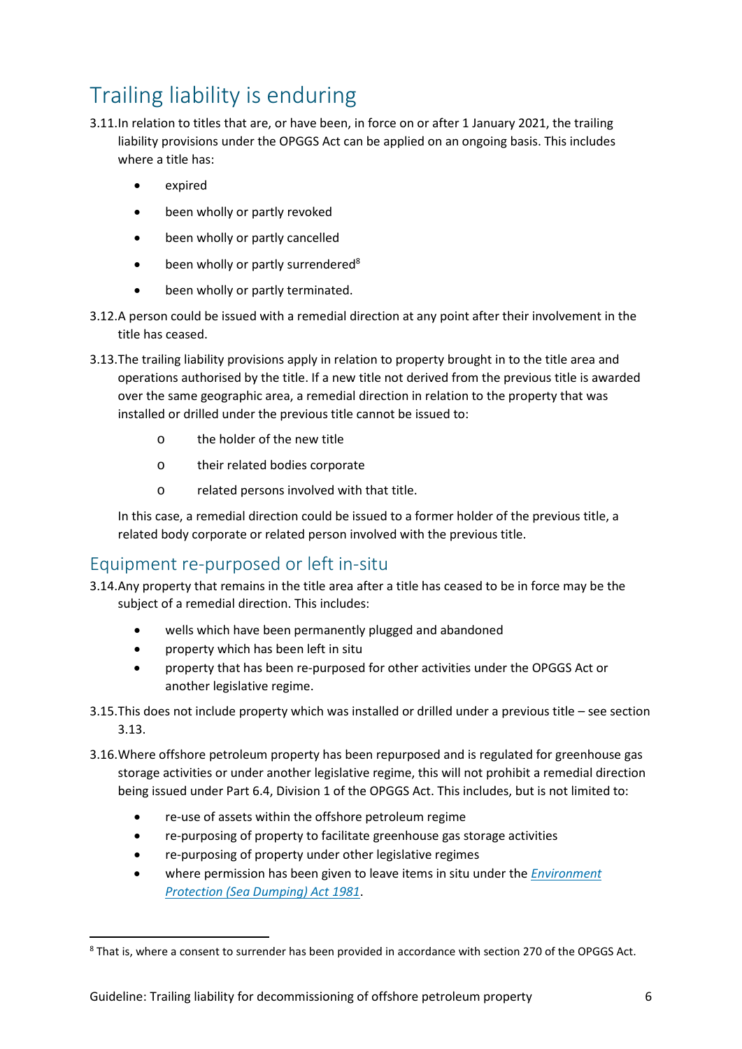## Trailing liability is enduring

3.11. In relation to titles that are, or have been, in force on or after 1 January 2021, the trailing liability provisions under the OPGGS Act can be applied on an ongoing basis. This includes where a title has:

- expired
- been wholly or partly revoked
- been wholly or partly cancelled
- been wholly or partly surrendered[8]
- been wholly or partly terminated.

3.12. A person could be issued with a remedial direction at any point after their involvement in the title has ceased.

3.13. The trailing liability provisions apply in relation to property brought in to the title area and operations authorised by the title. If a new title not derived from the previous title is awarded over the same geographic area, a remedial direction in relation to the property that was installed or drilled under the previous title cannot be issued to:

  - the holder of the new title
  - their related bodies corporate
  - related persons involved with that title.

  In this case, a remedial direction could be issued to a former holder of the previous title, a related body corporate or related person involved with the previous title.

## Equipment re-purposed or left in-situ

3.14. Any property that remains in the title area after a title has ceased to be in force may be the subject of a remedial direction. This includes:

- wells which have been permanently plugged and abandoned
- property which has been left in situ
- property that has been re-purposed for other activities under the OPGGS Act or another legislative regime.

3.15. This does not include property which was installed or drilled under a previous title – see section 3.13.

3.16. Where offshore petroleum property has been repurposed and is regulated for greenhouse gas storage activities or under another legislative regime, this will not prohibit a remedial direction being issued under Part 6.4, Division 1 of the OPGGS Act. This includes, but is not limited to:

- re-use of assets within the offshore petroleum regime
- re-purposing of property to facilitate greenhouse gas storage activities
- re-purposing of property under other legislative regimes
- where permission has been given to leave items in situ under the *Environment Protection (Sea Dumping) Act 1981*.

[8] That is, where a consent to surrender has been provided in accordance with section 270 of the OPGGS Act.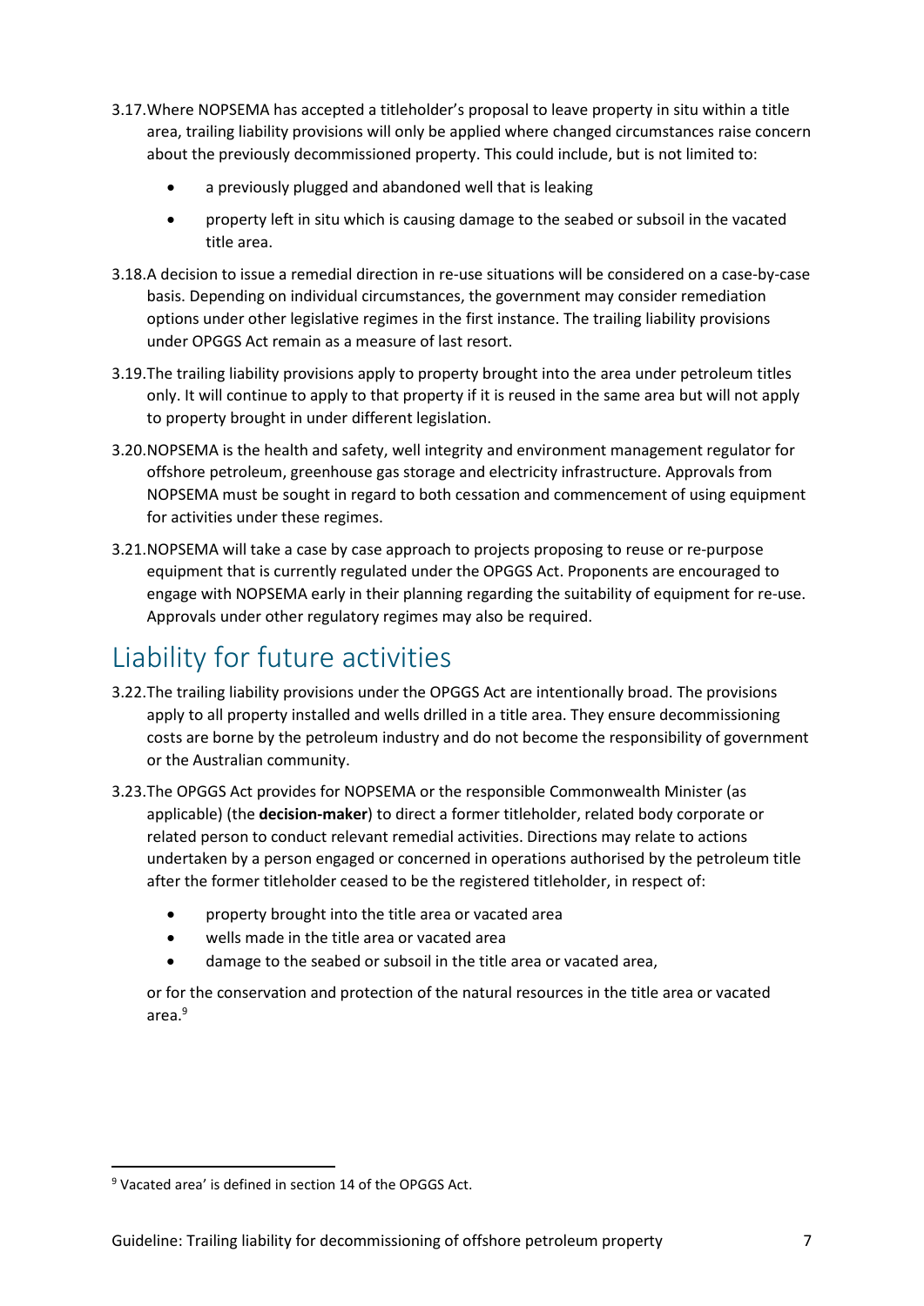3.17. Where NOPSEMA has accepted a titleholder's proposal to leave property in situ within a title area, trailing liability provisions will only be applied where changed circumstances raise concern about the previously decommissioned property. This could include, but is not limited to:

- a previously plugged and abandoned well that is leaking
- property left in situ which is causing damage to the seabed or subsoil in the vacated title area.

3.18. A decision to issue a remedial direction in re-use situations will be considered on a case-by-case basis. Depending on individual circumstances, the government may consider remediation options under other legislative regimes in the first instance. The trailing liability provisions under OPGGS Act remain as a measure of last resort.

3.19. The trailing liability provisions apply to property brought into the area under petroleum titles only. It will continue to apply to that property if it is reused in the same area but will not apply to property brought in under different legislation.

3.20. NOPSEMA is the health and safety, well integrity and environment management regulator for offshore petroleum, greenhouse gas storage and electricity infrastructure. Approvals from NOPSEMA must be sought in regard to both cessation and commencement of using equipment for activities under these regimes.

3.21. NOPSEMA will take a case by case approach to projects proposing to reuse or re-purpose equipment that is currently regulated under the OPGGS Act. Proponents are encouraged to engage with NOPSEMA early in their planning regarding the suitability of equipment for re-use. Approvals under other regulatory regimes may also be required.

## Liability for future activities

3.22. The trailing liability provisions under the OPGGS Act are intentionally broad. The provisions apply to all property installed and wells drilled in a title area. They ensure decommissioning costs are borne by the petroleum industry and do not become the responsibility of government or the Australian community.

3.23. The OPGGS Act provides for NOPSEMA or the responsible Commonwealth Minister (as applicable) (the **decision-maker**) to direct a former titleholder, related body corporate or related person to conduct relevant remedial activities. Directions may relate to actions undertaken by a person engaged or concerned in operations authorised by the petroleum title after the former titleholder ceased to be the registered titleholder, in respect of:

- property brought into the title area or vacated area
- wells made in the title area or vacated area
- damage to the seabed or subsoil in the title area or vacated area,

or for the conservation and protection of the natural resources in the title area or vacated area.[9]

[9] Vacated area' is defined in section 14 of the OPGGS Act.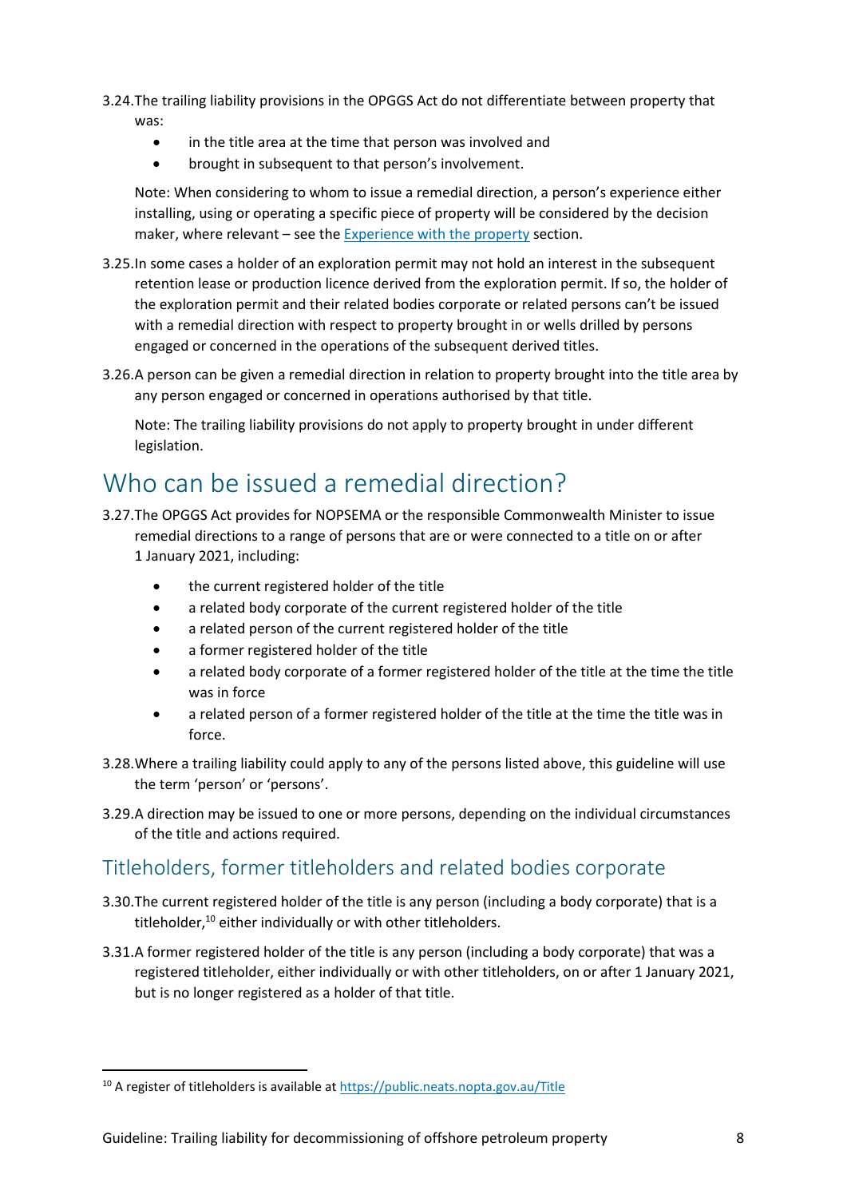3.24. The trailing liability provisions in the OPGGS Act do not differentiate between property that was:

- in the title area at the time that person was involved and
- brought in subsequent to that person's involvement.

Note: When considering to whom to issue a remedial direction, a person's experience either installing, using or operating a specific piece of property will be considered by the decision maker, where relevant – see the [Experience with the property]() section.

3.25. In some cases a holder of an exploration permit may not hold an interest in the subsequent retention lease or production licence derived from the exploration permit. If so, the holder of the exploration permit and their related bodies corporate or related persons can't be issued with a remedial direction with respect to property brought in or wells drilled by persons engaged or concerned in the operations of the subsequent derived titles.

3.26. A person can be given a remedial direction in relation to property brought into the title area by any person engaged or concerned in operations authorised by that title.

Note: The trailing liability provisions do not apply to property brought in under different legislation.

# Who can be issued a remedial direction?

3.27. The OPGGS Act provides for NOPSEMA or the responsible Commonwealth Minister to issue remedial directions to a range of persons that are or were connected to a title on or after 1 January 2021, including:

- the current registered holder of the title
- a related body corporate of the current registered holder of the title
- a related person of the current registered holder of the title
- a former registered holder of the title
- a related body corporate of a former registered holder of the title at the time the title was in force
- a related person of a former registered holder of the title at the time the title was in force.

3.28. Where a trailing liability could apply to any of the persons listed above, this guideline will use the term 'person' or 'persons'.

3.29. A direction may be issued to one or more persons, depending on the individual circumstances of the title and actions required.

## Titleholders, former titleholders and related bodies corporate

3.30. The current registered holder of the title is any person (including a body corporate) that is a titleholder,[10] either individually or with other titleholders.

3.31. A former registered holder of the title is any person (including a body corporate) that was a registered titleholder, either individually or with other titleholders, on or after 1 January 2021, but is no longer registered as a holder of that title.

---

[10] A register of titleholders is available at https://public.neats.nopta.gov.au/Title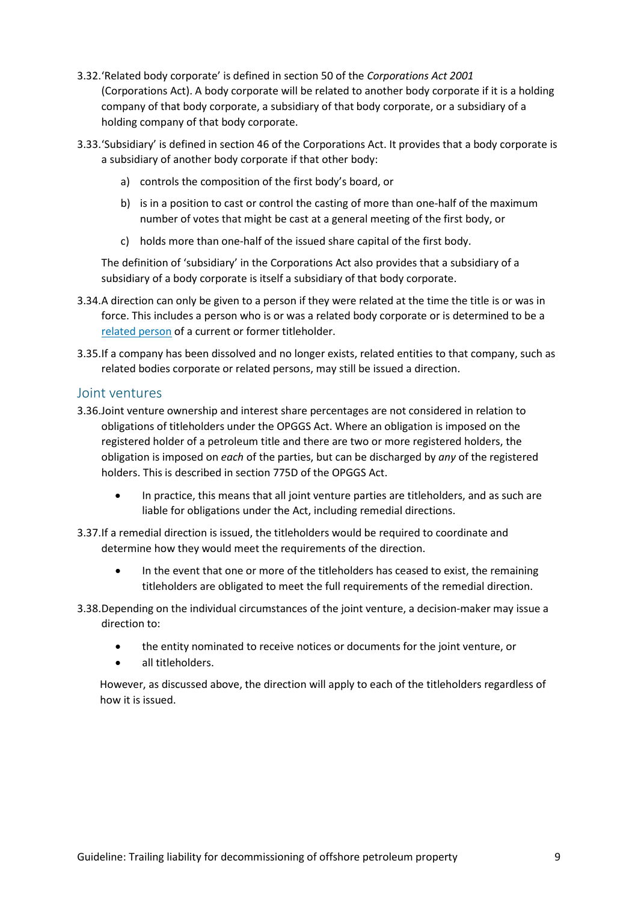3.32. 'Related body corporate' is defined in section 50 of the *Corporations Act 2001* (Corporations Act). A body corporate will be related to another body corporate if it is a holding company of that body corporate, a subsidiary of that body corporate, or a subsidiary of a holding company of that body corporate.

3.33. 'Subsidiary' is defined in section 46 of the Corporations Act. It provides that a body corporate is a subsidiary of another body corporate if that other body:

a) controls the composition of the first body's board, or

b) is in a position to cast or control the casting of more than one-half of the maximum number of votes that might be cast at a general meeting of the first body, or

c) holds more than one-half of the issued share capital of the first body.

The definition of 'subsidiary' in the Corporations Act also provides that a subsidiary of a subsidiary of a body corporate is itself a subsidiary of that body corporate.

3.34. A direction can only be given to a person if they were related at the time the title is or was in force. This includes a person who is or was a related body corporate or is determined to be a related person of a current or former titleholder.

3.35. If a company has been dissolved and no longer exists, related entities to that company, such as related bodies corporate or related persons, may still be issued a direction.

## Joint ventures

3.36. Joint venture ownership and interest share percentages are not considered in relation to obligations of titleholders under the OPGGS Act. Where an obligation is imposed on the registered holder of a petroleum title and there are two or more registered holders, the obligation is imposed on *each* of the parties, but can be discharged by *any* of the registered holders. This is described in section 775D of the OPGGS Act.

- In practice, this means that all joint venture parties are titleholders, and as such are liable for obligations under the Act, including remedial directions.

3.37. If a remedial direction is issued, the titleholders would be required to coordinate and determine how they would meet the requirements of the direction.

- In the event that one or more of the titleholders has ceased to exist, the remaining titleholders are obligated to meet the full requirements of the remedial direction.

3.38. Depending on the individual circumstances of the joint venture, a decision-maker may issue a direction to:

- the entity nominated to receive notices or documents for the joint venture, or
- all titleholders.

However, as discussed above, the direction will apply to each of the titleholders regardless of how it is issued.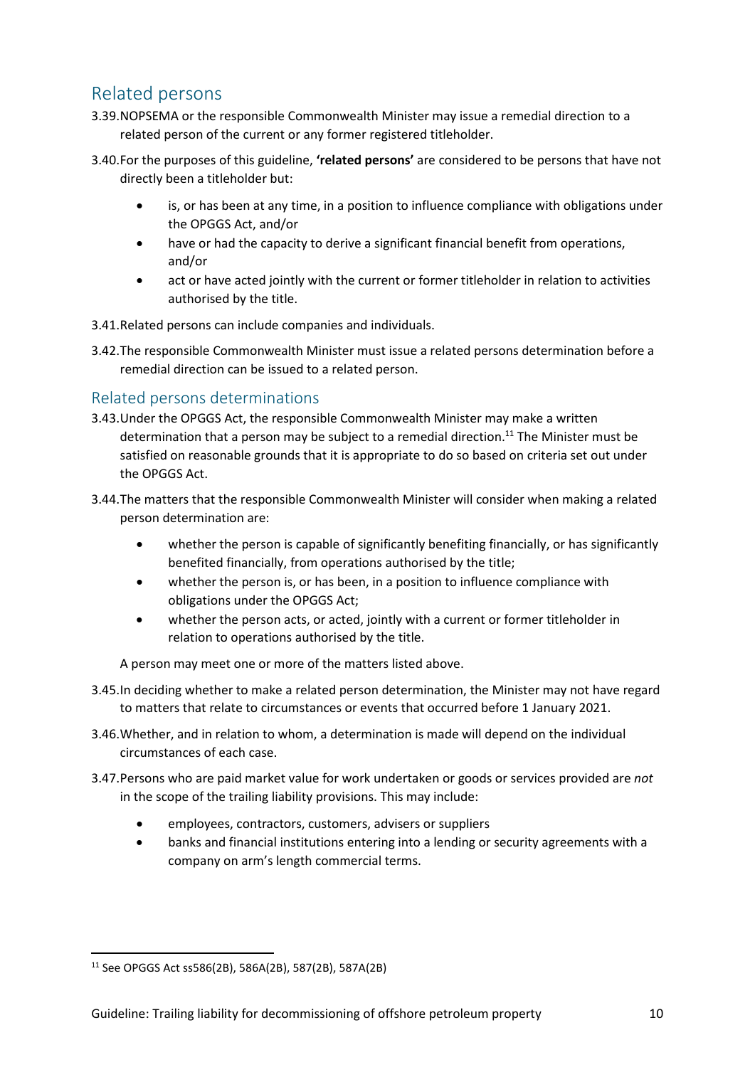## Related persons

3.39. NOPSEMA or the responsible Commonwealth Minister may issue a remedial direction to a related person of the current or any former registered titleholder.

3.40. For the purposes of this guideline, **'related persons'** are considered to be persons that have not directly been a titleholder but:

- is, or has been at any time, in a position to influence compliance with obligations under the OPGGS Act, and/or
- have or had the capacity to derive a significant financial benefit from operations, and/or
- act or have acted jointly with the current or former titleholder in relation to activities authorised by the title.

3.41. Related persons can include companies and individuals.

3.42. The responsible Commonwealth Minister must issue a related persons determination before a remedial direction can be issued to a related person.

## Related persons determinations

3.43. Under the OPGGS Act, the responsible Commonwealth Minister may make a written determination that a person may be subject to a remedial direction.[11] The Minister must be satisfied on reasonable grounds that it is appropriate to do so based on criteria set out under the OPGGS Act.

3.44. The matters that the responsible Commonwealth Minister will consider when making a related person determination are:

- whether the person is capable of significantly benefiting financially, or has significantly benefited financially, from operations authorised by the title;
- whether the person is, or has been, in a position to influence compliance with obligations under the OPGGS Act;
- whether the person acts, or acted, jointly with a current or former titleholder in relation to operations authorised by the title.

A person may meet one or more of the matters listed above.

3.45. In deciding whether to make a related person determination, the Minister may not have regard to matters that relate to circumstances or events that occurred before 1 January 2021.

3.46. Whether, and in relation to whom, a determination is made will depend on the individual circumstances of each case.

3.47. Persons who are paid market value for work undertaken or goods or services provided are *not* in the scope of the trailing liability provisions. This may include:

- employees, contractors, customers, advisers or suppliers
- banks and financial institutions entering into a lending or security agreements with a company on arm's length commercial terms.

[11] See OPGGS Act ss586(2B), 586A(2B), 587(2B), 587A(2B)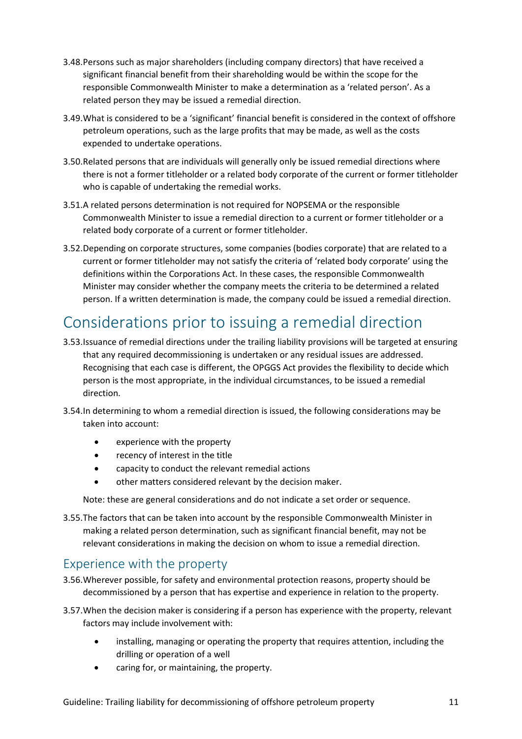3.48. Persons such as major shareholders (including company directors) that have received a significant financial benefit from their shareholding would be within the scope for the responsible Commonwealth Minister to make a determination as a 'related person'. As a related person they may be issued a remedial direction.

3.49. What is considered to be a 'significant' financial benefit is considered in the context of offshore petroleum operations, such as the large profits that may be made, as well as the costs expended to undertake operations.

3.50. Related persons that are individuals will generally only be issued remedial directions where there is not a former titleholder or a related body corporate of the current or former titleholder who is capable of undertaking the remedial works.

3.51. A related persons determination is not required for NOPSEMA or the responsible Commonwealth Minister to issue a remedial direction to a current or former titleholder or a related body corporate of a current or former titleholder.

3.52. Depending on corporate structures, some companies (bodies corporate) that are related to a current or former titleholder may not satisfy the criteria of 'related body corporate' using the definitions within the Corporations Act. In these cases, the responsible Commonwealth Minister may consider whether the company meets the criteria to be determined a related person. If a written determination is made, the company could be issued a remedial direction.

# Considerations prior to issuing a remedial direction

3.53. Issuance of remedial directions under the trailing liability provisions will be targeted at ensuring that any required decommissioning is undertaken or any residual issues are addressed. Recognising that each case is different, the OPGGS Act provides the flexibility to decide which person is the most appropriate, in the individual circumstances, to be issued a remedial direction.

3.54. In determining to whom a remedial direction is issued, the following considerations may be taken into account:

- experience with the property
- recency of interest in the title
- capacity to conduct the relevant remedial actions
- other matters considered relevant by the decision maker.

Note: these are general considerations and do not indicate a set order or sequence.

3.55. The factors that can be taken into account by the responsible Commonwealth Minister in making a related person determination, such as significant financial benefit, may not be relevant considerations in making the decision on whom to issue a remedial direction.

## Experience with the property

3.56. Wherever possible, for safety and environmental protection reasons, property should be decommissioned by a person that has expertise and experience in relation to the property.

3.57. When the decision maker is considering if a person has experience with the property, relevant factors may include involvement with:

- installing, managing or operating the property that requires attention, including the drilling or operation of a well
- caring for, or maintaining, the property.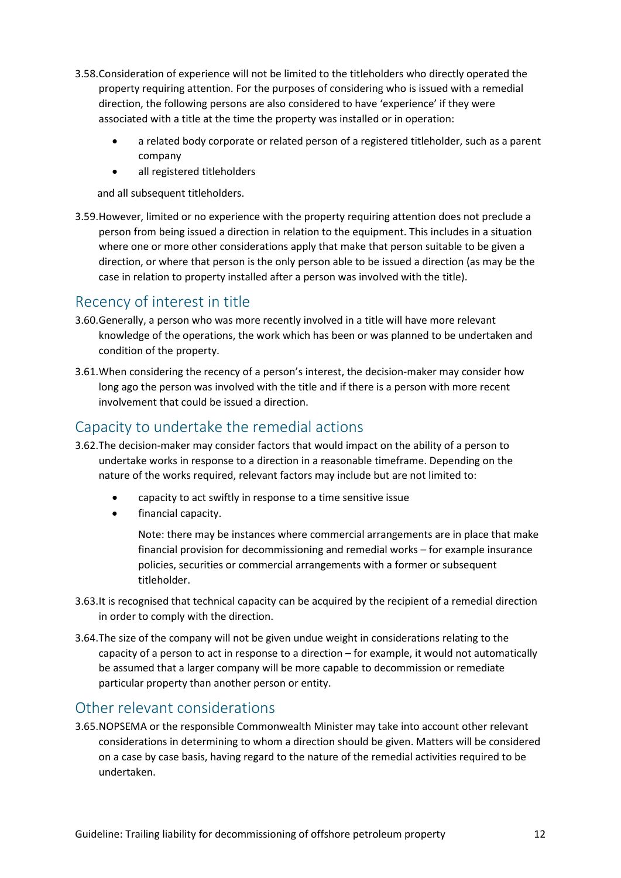3.58. Consideration of experience will not be limited to the titleholders who directly operated the property requiring attention. For the purposes of considering who is issued with a remedial direction, the following persons are also considered to have 'experience' if they were associated with a title at the time the property was installed or in operation:

- a related body corporate or related person of a registered titleholder, such as a parent company
- all registered titleholders

and all subsequent titleholders.

3.59. However, limited or no experience with the property requiring attention does not preclude a person from being issued a direction in relation to the equipment. This includes in a situation where one or more other considerations apply that make that person suitable to be given a direction, or where that person is the only person able to be issued a direction (as may be the case in relation to property installed after a person was involved with the title).

## Recency of interest in title

3.60. Generally, a person who was more recently involved in a title will have more relevant knowledge of the operations, the work which has been or was planned to be undertaken and condition of the property.

3.61. When considering the recency of a person's interest, the decision-maker may consider how long ago the person was involved with the title and if there is a person with more recent involvement that could be issued a direction.

## Capacity to undertake the remedial actions

3.62. The decision-maker may consider factors that would impact on the ability of a person to undertake works in response to a direction in a reasonable timeframe. Depending on the nature of the works required, relevant factors may include but are not limited to:

- capacity to act swiftly in response to a time sensitive issue
- financial capacity.

  Note: there may be instances where commercial arrangements are in place that make financial provision for decommissioning and remedial works – for example insurance policies, securities or commercial arrangements with a former or subsequent titleholder.

3.63. It is recognised that technical capacity can be acquired by the recipient of a remedial direction in order to comply with the direction.

3.64. The size of the company will not be given undue weight in considerations relating to the capacity of a person to act in response to a direction – for example, it would not automatically be assumed that a larger company will be more capable to decommission or remediate particular property than another person or entity.

## Other relevant considerations

3.65. NOPSEMA or the responsible Commonwealth Minister may take into account other relevant considerations in determining to whom a direction should be given. Matters will be considered on a case by case basis, having regard to the nature of the remedial activities required to be undertaken.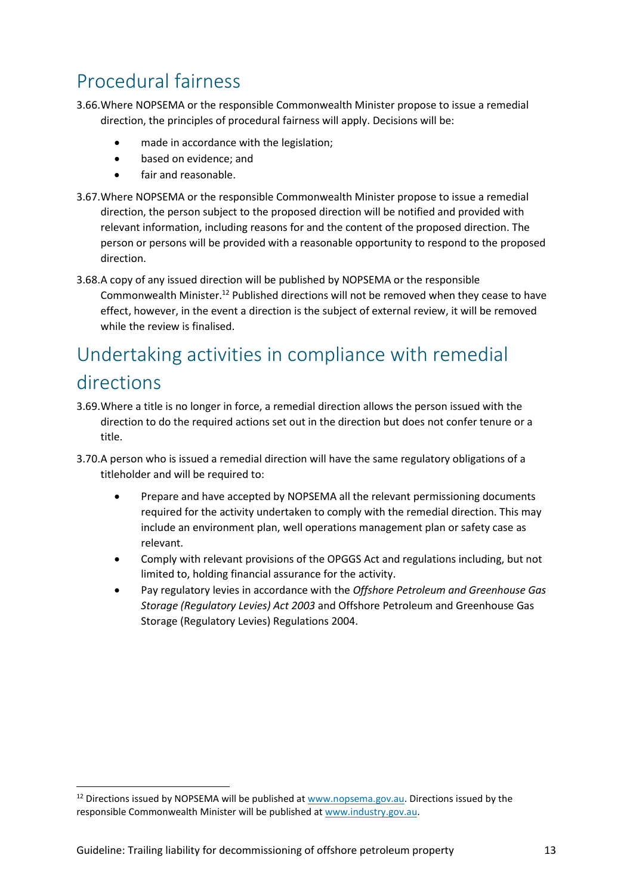## Procedural fairness

3.66. Where NOPSEMA or the responsible Commonwealth Minister propose to issue a remedial direction, the principles of procedural fairness will apply. Decisions will be:

- made in accordance with the legislation;
- based on evidence; and
- fair and reasonable.

3.67. Where NOPSEMA or the responsible Commonwealth Minister propose to issue a remedial direction, the person subject to the proposed direction will be notified and provided with relevant information, including reasons for and the content of the proposed direction. The person or persons will be provided with a reasonable opportunity to respond to the proposed direction.

3.68. A copy of any issued direction will be published by NOPSEMA or the responsible Commonwealth Minister.[12] Published directions will not be removed when they cease to have effect, however, in the event a direction is the subject of external review, it will be removed while the review is finalised.

## Undertaking activities in compliance with remedial directions

3.69. Where a title is no longer in force, a remedial direction allows the person issued with the direction to do the required actions set out in the direction but does not confer tenure or a title.

3.70. A person who is issued a remedial direction will have the same regulatory obligations of a titleholder and will be required to:

- Prepare and have accepted by NOPSEMA all the relevant permissioning documents required for the activity undertaken to comply with the remedial direction. This may include an environment plan, well operations management plan or safety case as relevant.
- Comply with relevant provisions of the OPGGS Act and regulations including, but not limited to, holding financial assurance for the activity.
- Pay regulatory levies in accordance with the *Offshore Petroleum and Greenhouse Gas Storage (Regulatory Levies) Act 2003* and Offshore Petroleum and Greenhouse Gas Storage (Regulatory Levies) Regulations 2004.

[12] Directions issued by NOPSEMA will be published at www.nopsema.gov.au. Directions issued by the responsible Commonwealth Minister will be published at www.industry.gov.au.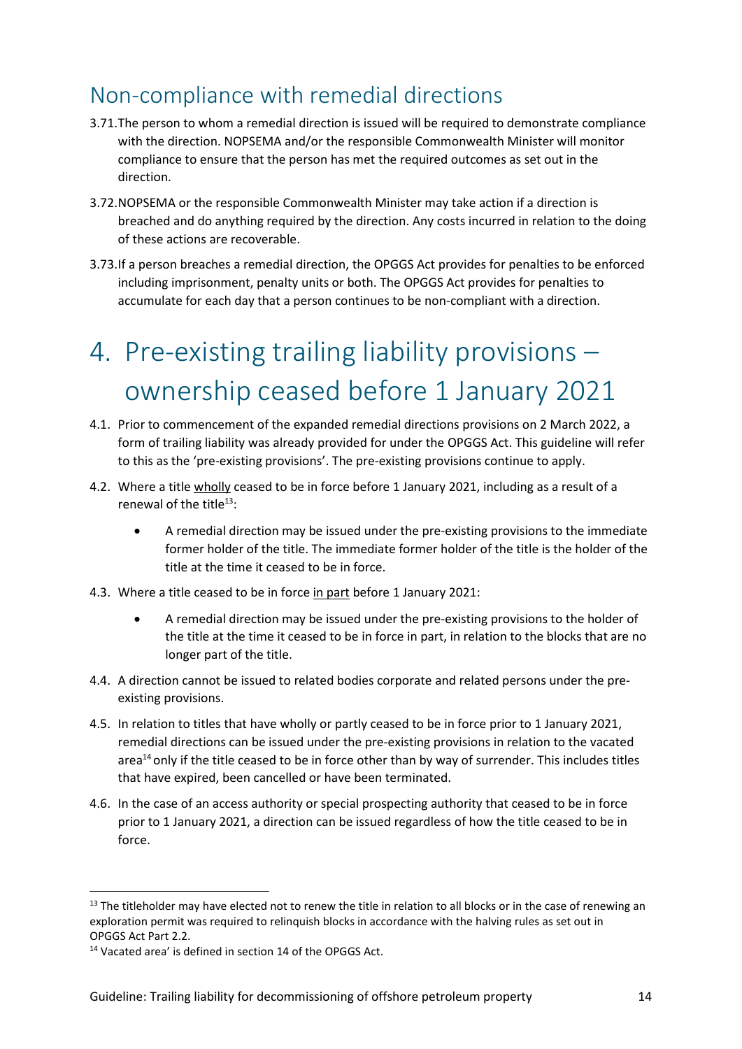## Non-compliance with remedial directions

3.71. The person to whom a remedial direction is issued will be required to demonstrate compliance with the direction. NOPSEMA and/or the responsible Commonwealth Minister will monitor compliance to ensure that the person has met the required outcomes as set out in the direction.

3.72. NOPSEMA or the responsible Commonwealth Minister may take action if a direction is breached and do anything required by the direction. Any costs incurred in relation to the doing of these actions are recoverable.

3.73. If a person breaches a remedial direction, the OPGGS Act provides for penalties to be enforced including imprisonment, penalty units or both. The OPGGS Act provides for penalties to accumulate for each day that a person continues to be non-compliant with a direction.

# 4. Pre-existing trailing liability provisions – ownership ceased before 1 January 2021

4.1. Prior to commencement of the expanded remedial directions provisions on 2 March 2022, a form of trailing liability was already provided for under the OPGGS Act. This guideline will refer to this as the 'pre-existing provisions'. The pre-existing provisions continue to apply.

4.2. Where a title wholly ceased to be in force before 1 January 2021, including as a result of a renewal of the title[13]:

- A remedial direction may be issued under the pre-existing provisions to the immediate former holder of the title. The immediate former holder of the title is the holder of the title at the time it ceased to be in force.

4.3. Where a title ceased to be in force in part before 1 January 2021:

- A remedial direction may be issued under the pre-existing provisions to the holder of the title at the time it ceased to be in force in part, in relation to the blocks that are no longer part of the title.

4.4. A direction cannot be issued to related bodies corporate and related persons under the pre-existing provisions.

4.5. In relation to titles that have wholly or partly ceased to be in force prior to 1 January 2021, remedial directions can be issued under the pre-existing provisions in relation to the vacated area[14] only if the title ceased to be in force other than by way of surrender. This includes titles that have expired, been cancelled or have been terminated.

4.6. In the case of an access authority or special prospecting authority that ceased to be in force prior to 1 January 2021, a direction can be issued regardless of how the title ceased to be in force.

[13] The titleholder may have elected not to renew the title in relation to all blocks or in the case of renewing an exploration permit was required to relinquish blocks in accordance with the halving rules as set out in OPGGS Act Part 2.2.

[14] Vacated area' is defined in section 14 of the OPGGS Act.